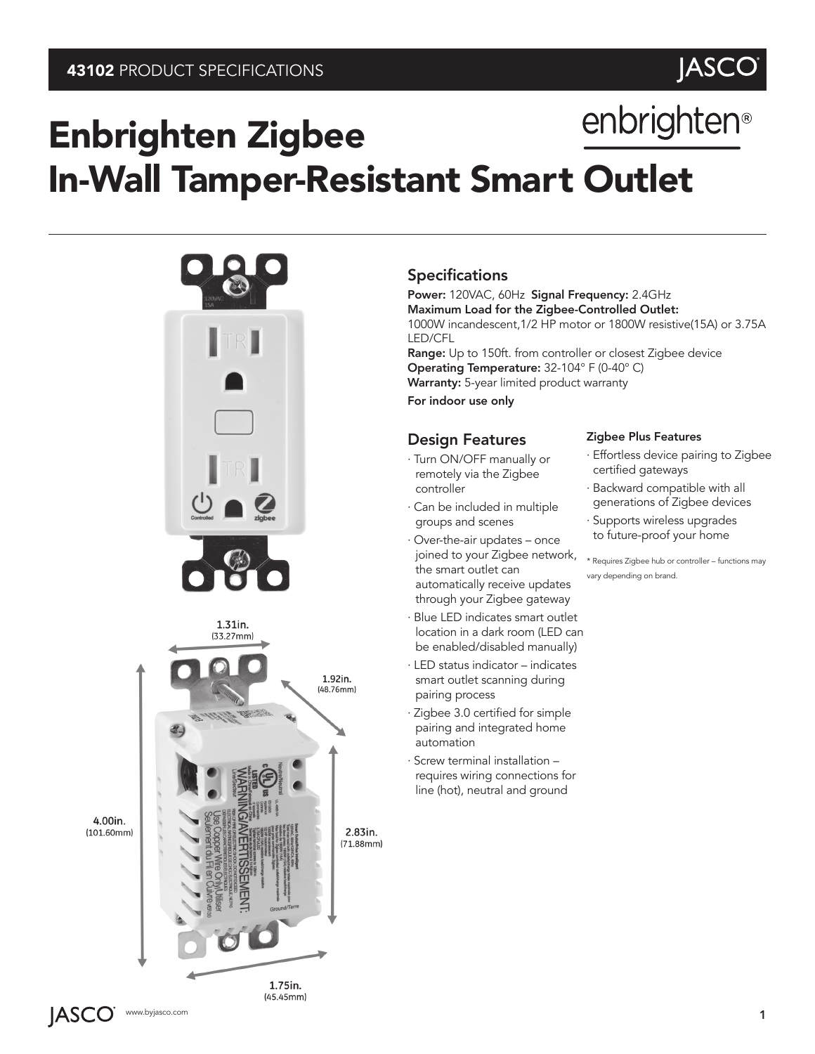**43102** PRODUCT SPECIFICATIONS

# Enbrighten Zigbee In-Wall Tamper-Resistant Smart Outlet

1.31in. (33.27mm)

1.92in. (48.76mm)

4.00in. (101.60mm)

2.83in. (71.88mm)

1.75in. (45.45mm)

## Specifications

**Power:** 120VAC, 60Hz **Signal Frequency:** 2.4GHz
**Maximum Load for the Zigbee-Controlled Outlet:**
1000W incandescent,1/2 HP motor or 1800W resistive(15A) or 3.75A LED/CFL
**Range:** Up to 150ft. from controller or closest Zigbee device
**Operating Temperature:** 32-104° F (0-40° C)
**Warranty:** 5-year limited product warranty
**For indoor use only**

## Design Features

- Turn ON/OFF manually or remotely via the Zigbee controller
- Can be included in multiple groups and scenes
- Over-the-air updates – once joined to your Zigbee network, the smart outlet can automatically receive updates through your Zigbee gateway
- Blue LED indicates smart outlet location in a dark room (LED can be enabled/disabled manually)
- LED status indicator – indicates smart outlet scanning during pairing process
- Zigbee 3.0 certified for simple pairing and integrated home automation
- Screw terminal installation – requires wiring connections for line (hot), neutral and ground

### Zigbee Plus Features

- Effortless device pairing to Zigbee certified gateways
- Backward compatible with all generations of Zigbee devices
- Supports wireless upgrades to future-proof your home

* Requires Zigbee hub or controller – functions may vary depending on brand.

JASCO www.byjasco.com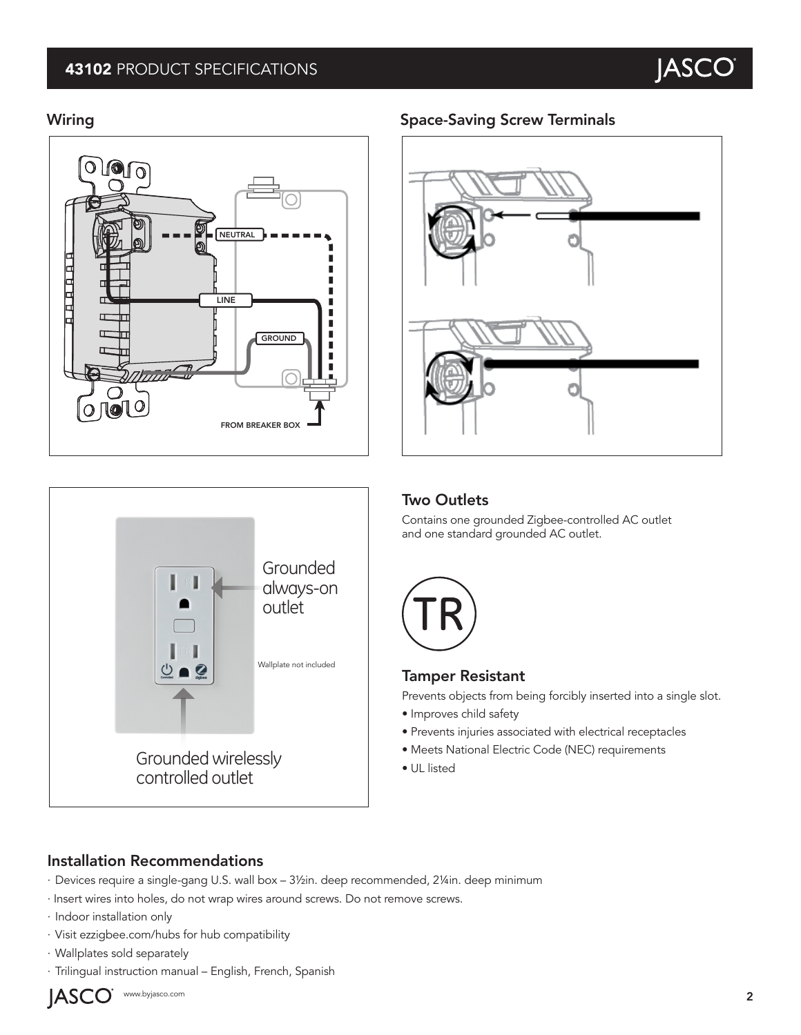## 43102 PRODUCT SPECIFICATIONS

### Wiring

NEUTRAL

LINE

GROUND

FROM BREAKER BOX

### Space-Saving Screw Terminals

Grounded always-on outlet

Wallplate not included

Grounded wirelessly controlled outlet

### Two Outlets

Contains one grounded Zigbee-controlled AC outlet and one standard grounded AC outlet.

TR

### Tamper Resistant

Prevents objects from being forcibly inserted into a single slot.

- Improves child safety
- Prevents injuries associated with electrical receptacles
- Meets National Electric Code (NEC) requirements
- UL listed

### Installation Recommendations

- Devices require a single-gang U.S. wall box – 3½in. deep recommended, 2¼in. deep minimum
- Insert wires into holes, do not wrap wires around screws. Do not remove screws.
- Indoor installation only
- Visit ezzigbee.com/hubs for hub compatibility
- Wallplates sold separately
- Trilingual instruction manual – English, French, Spanish

JASCO www.byjasco.com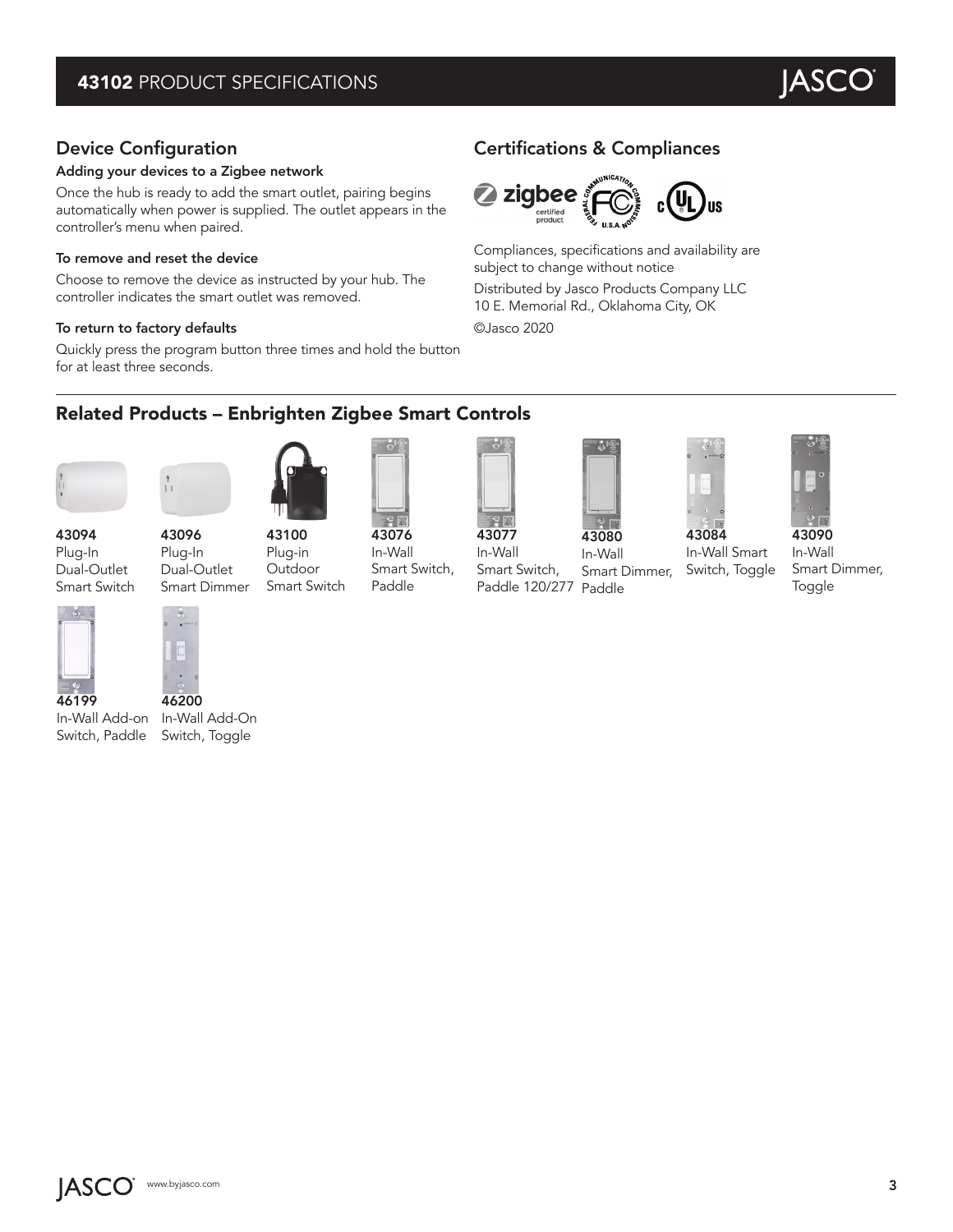## Device Configuration

**Adding your devices to a Zigbee network**

Once the hub is ready to add the smart outlet, pairing begins automatically when power is supplied. The outlet appears in the controller's menu when paired.

**To remove and reset the device**

Choose to remove the device as instructed by your hub. The controller indicates the smart outlet was removed.

**To return to factory defaults**

Quickly press the program button three times and hold the button for at least three seconds.

## Certifications & Compliances

Compliances, specifications and availability are subject to change without notice

Distributed by Jasco Products Company LLC
10 E. Memorial Rd., Oklahoma City, OK

©Jasco 2020

## Related Products – Enbrighten Zigbee Smart Controls

**43094**
Plug-In Dual-Outlet Smart Switch

**43096**
Plug-In Dual-Outlet Smart Dimmer

**43100**
Plug-in Outdoor Smart Switch

**43076**
In-Wall Smart Switch, Paddle

**43077**
In-Wall Smart Switch, Paddle 120/277

**43080**
In-Wall Smart Dimmer, Paddle

**43084**
In-Wall Smart Switch, Toggle

**43090**
In-Wall Smart Dimmer, Toggle

**46199**
In-Wall Add-on Switch, Paddle

**46200**
In-Wall Add-On Switch, Toggle